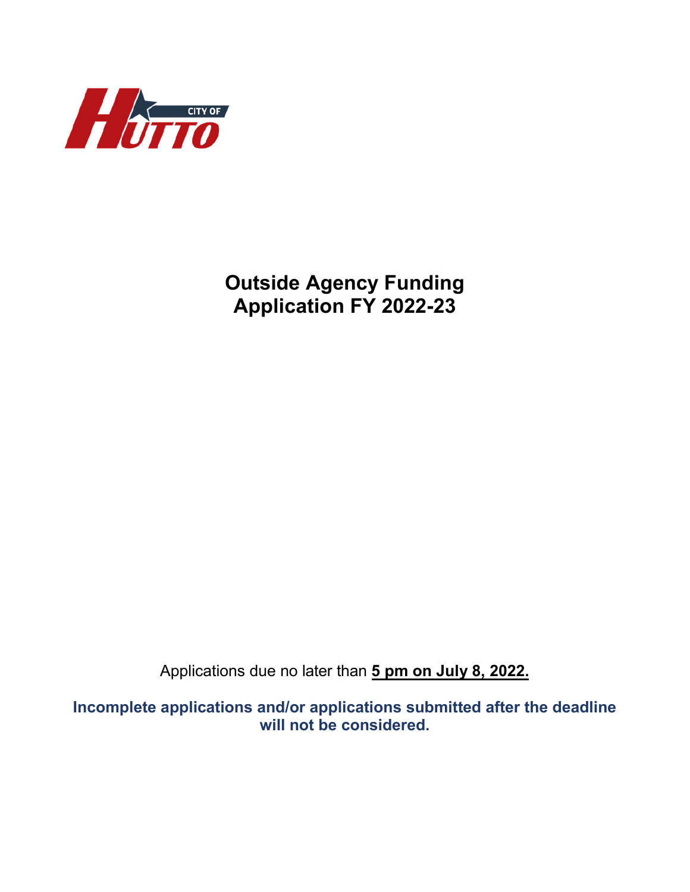CITY OF HUTTO

# Outside Agency Funding Application FY 2022-23

Applications due no later than **5 pm on July 8, 2022.**

**Incomplete applications and/or applications submitted after the deadline will not be considered.**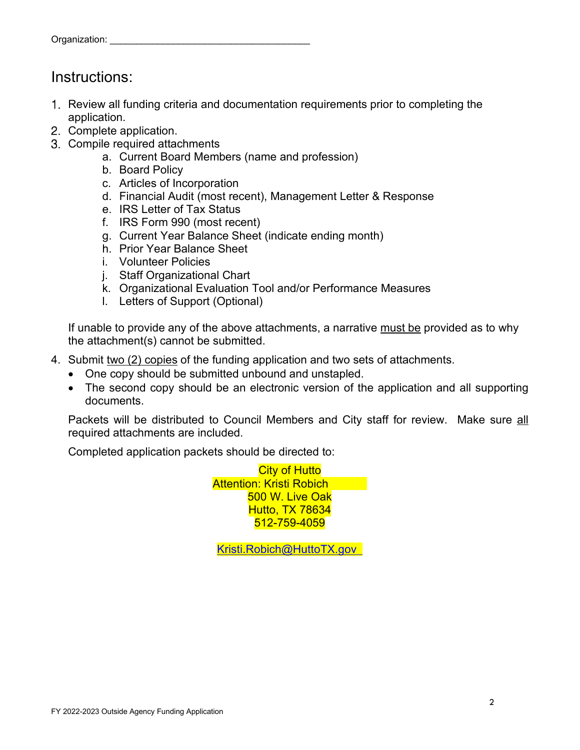Organization: ____________________________________

# Instructions:

1. Review all funding criteria and documentation requirements prior to completing the application.
2. Complete application.
3. Compile required attachments
    a. Current Board Members (name and profession)
    b. Board Policy
    c. Articles of Incorporation
    d. Financial Audit (most recent), Management Letter & Response
    e. IRS Letter of Tax Status
    f. IRS Form 990 (most recent)
    g. Current Year Balance Sheet (indicate ending month)
    h. Prior Year Balance Sheet
    i. Volunteer Policies
    j. Staff Organizational Chart
    k. Organizational Evaluation Tool and/or Performance Measures
    l. Letters of Support (Optional)

    If unable to provide any of the above attachments, a narrative must be provided as to why the attachment(s) cannot be submitted.

4. Submit two (2) copies of the funding application and two sets of attachments.
    - One copy should be submitted unbound and unstapled.
    - The second copy should be an electronic version of the application and all supporting documents.

    Packets will be distributed to Council Members and City staff for review. Make sure all required attachments are included.

    Completed application packets should be directed to:

    City of Hutto
    Attention: Kristi Robich
    500 W. Live Oak
    Hutto, TX 78634
    512-759-4059

    Kristi.Robich@HuttoTX.gov

FY 2022-2023 Outside Agency Funding Application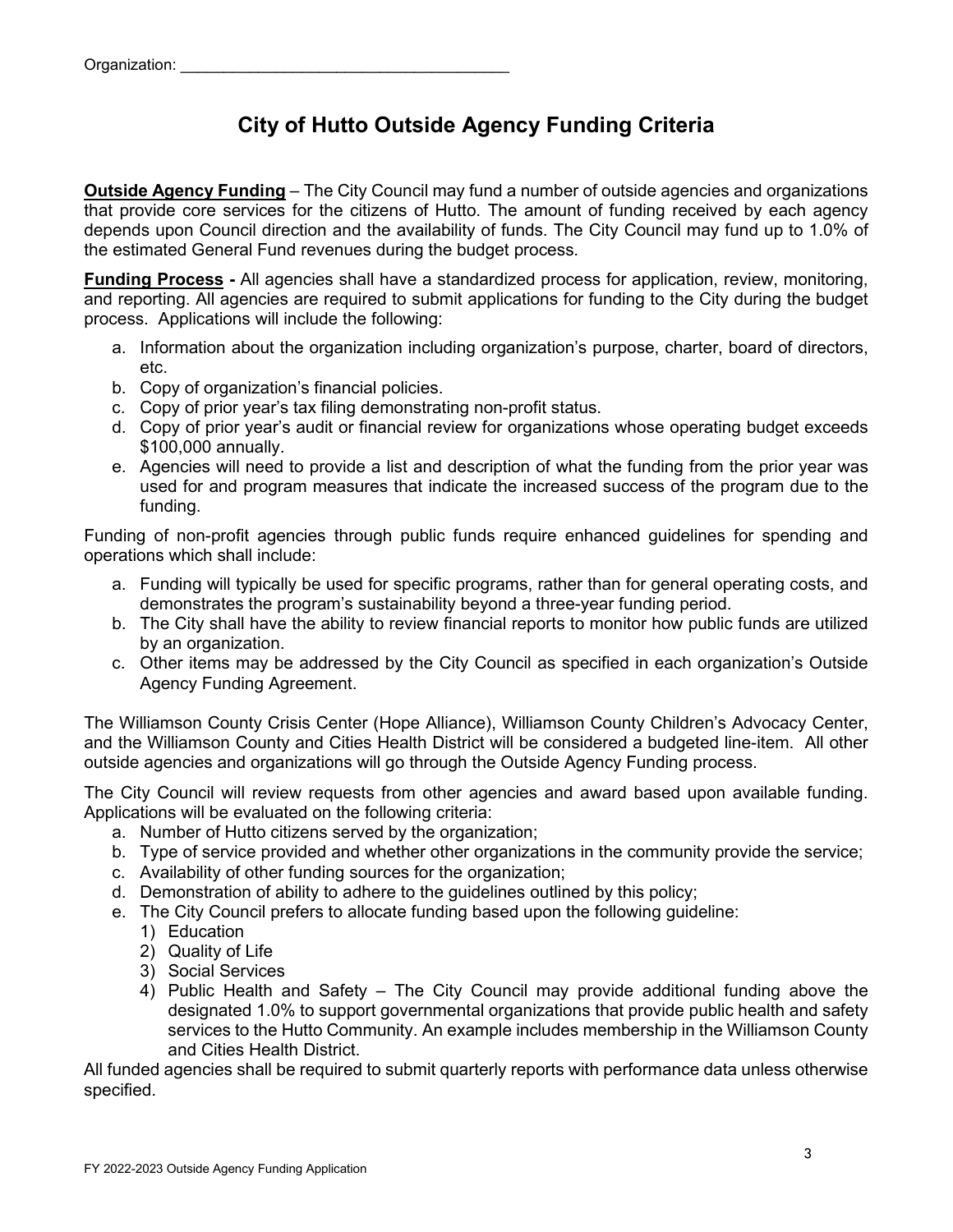Organization: ______________________________________

# City of Hutto Outside Agency Funding Criteria

**Outside Agency Funding** – The City Council may fund a number of outside agencies and organizations that provide core services for the citizens of Hutto. The amount of funding received by each agency depends upon Council direction and the availability of funds. The City Council may fund up to 1.0% of the estimated General Fund revenues during the budget process.

**Funding Process -** All agencies shall have a standardized process for application, review, monitoring, and reporting. All agencies are required to submit applications for funding to the City during the budget process. Applications will include the following:

a. Information about the organization including organization's purpose, charter, board of directors, etc.
b. Copy of organization's financial policies.
c. Copy of prior year's tax filing demonstrating non-profit status.
d. Copy of prior year's audit or financial review for organizations whose operating budget exceeds $100,000 annually.
e. Agencies will need to provide a list and description of what the funding from the prior year was used for and program measures that indicate the increased success of the program due to the funding.

Funding of non-profit agencies through public funds require enhanced guidelines for spending and operations which shall include:

a. Funding will typically be used for specific programs, rather than for general operating costs, and demonstrates the program's sustainability beyond a three-year funding period.
b. The City shall have the ability to review financial reports to monitor how public funds are utilized by an organization.
c. Other items may be addressed by the City Council as specified in each organization's Outside Agency Funding Agreement.

The Williamson County Crisis Center (Hope Alliance), Williamson County Children's Advocacy Center, and the Williamson County and Cities Health District will be considered a budgeted line-item. All other outside agencies and organizations will go through the Outside Agency Funding process.

The City Council will review requests from other agencies and award based upon available funding. Applications will be evaluated on the following criteria:

a. Number of Hutto citizens served by the organization;
b. Type of service provided and whether other organizations in the community provide the service;
c. Availability of other funding sources for the organization;
d. Demonstration of ability to adhere to the guidelines outlined by this policy;
e. The City Council prefers to allocate funding based upon the following guideline:
    1) Education
    2) Quality of Life
    3) Social Services
    4) Public Health and Safety – The City Council may provide additional funding above the designated 1.0% to support governmental organizations that provide public health and safety services to the Hutto Community. An example includes membership in the Williamson County and Cities Health District.

All funded agencies shall be required to submit quarterly reports with performance data unless otherwise specified.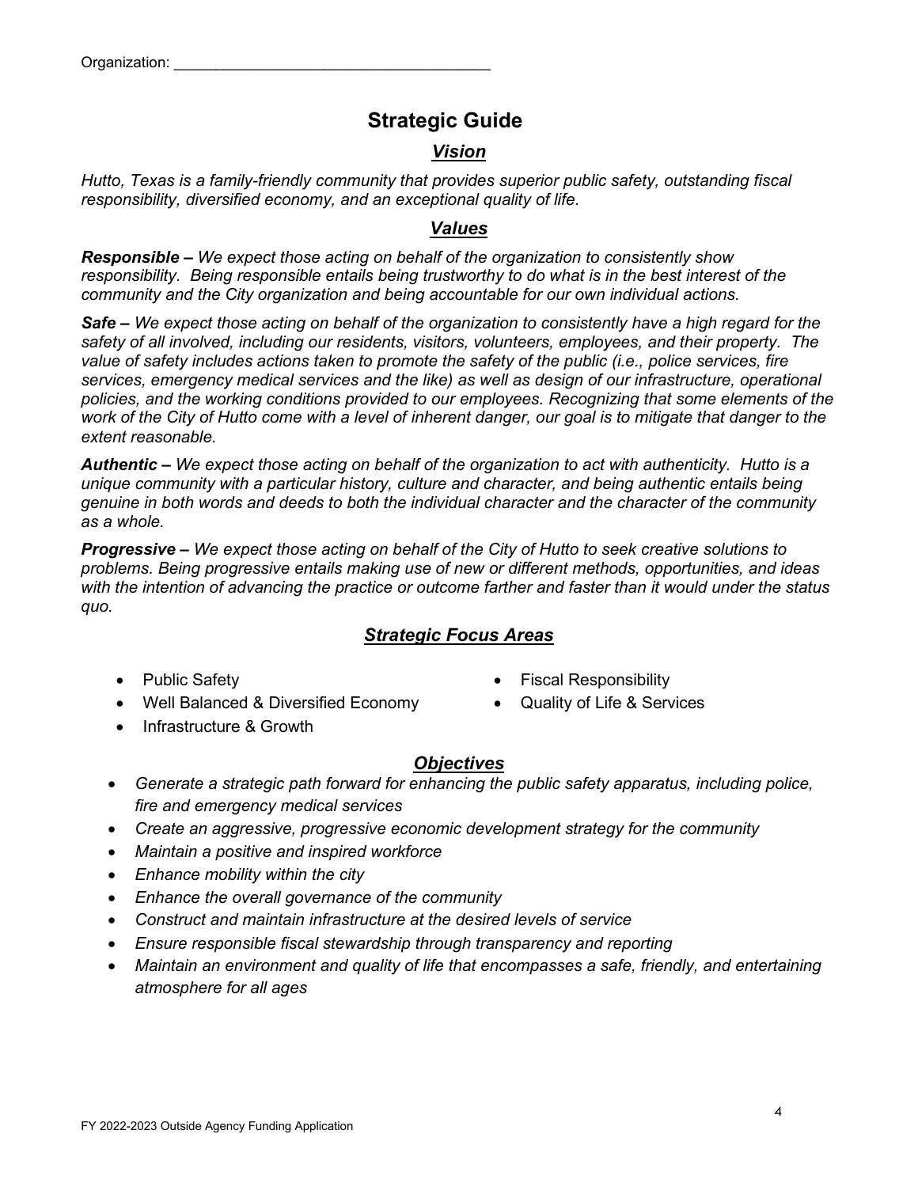Organization: ______________________________________

# Strategic Guide

## *Vision*

*Hutto, Texas is a family-friendly community that provides superior public safety, outstanding fiscal responsibility, diversified economy, and an exceptional quality of life.*

## *Values*

***Responsible –*** *We expect those acting on behalf of the organization to consistently show responsibility. Being responsible entails being trustworthy to do what is in the best interest of the community and the City organization and being accountable for our own individual actions.*

***Safe –*** *We expect those acting on behalf of the organization to consistently have a high regard for the safety of all involved, including our residents, visitors, volunteers, employees, and their property. The value of safety includes actions taken to promote the safety of the public (i.e., police services, fire services, emergency medical services and the like) as well as design of our infrastructure, operational policies, and the working conditions provided to our employees. Recognizing that some elements of the work of the City of Hutto come with a level of inherent danger, our goal is to mitigate that danger to the extent reasonable.*

***Authentic –*** *We expect those acting on behalf of the organization to act with authenticity. Hutto is a unique community with a particular history, culture and character, and being authentic entails being genuine in both words and deeds to both the individual character and the character of the community as a whole.*

***Progressive –*** *We expect those acting on behalf of the City of Hutto to seek creative solutions to problems. Being progressive entails making use of new or different methods, opportunities, and ideas with the intention of advancing the practice or outcome farther and faster than it would under the status quo.*

## *Strategic Focus Areas*

- Public Safety
- Well Balanced & Diversified Economy
- Infrastructure & Growth
- Fiscal Responsibility
- Quality of Life & Services

## *Objectives*

- *Generate a strategic path forward for enhancing the public safety apparatus, including police, fire and emergency medical services*
- *Create an aggressive, progressive economic development strategy for the community*
- *Maintain a positive and inspired workforce*
- *Enhance mobility within the city*
- *Enhance the overall governance of the community*
- *Construct and maintain infrastructure at the desired levels of service*
- *Ensure responsible fiscal stewardship through transparency and reporting*
- *Maintain an environment and quality of life that encompasses a safe, friendly, and entertaining atmosphere for all ages*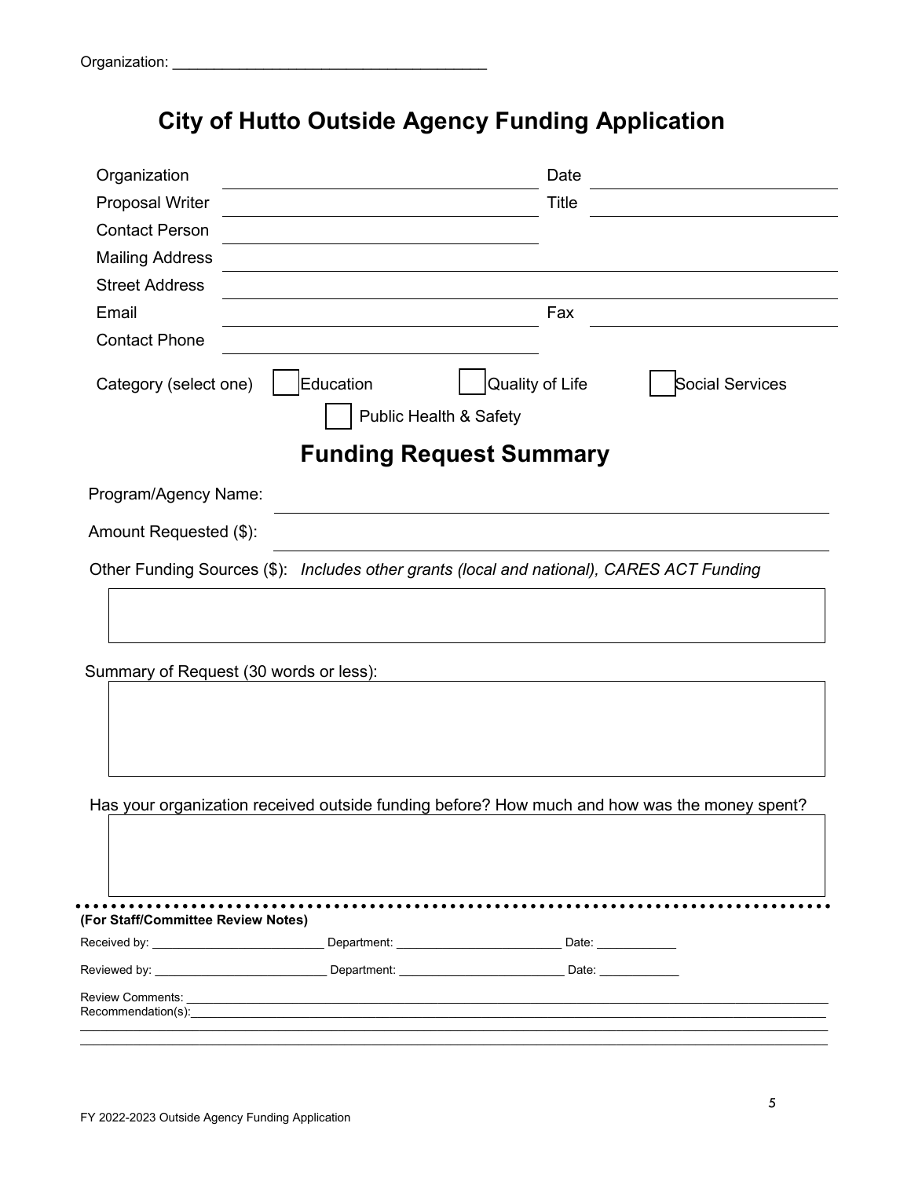Organization: ______________________________________

# City of Hutto Outside Agency Funding Application

Organization ______________________________ Date ______________________

Proposal Writer ______________________________ Title ______________________

Contact Person ______________________________

Mailing Address ______________________________________________________

Street Address ______________________________________________________

Email ______________________________ Fax ______________________

Contact Phone ______________________________

Category (select one) ☐ Education ☐ Quality of Life ☐ Social Services

☐ Public Health & Safety

## Funding Request Summary

Program/Agency Name: ______________________________________________________

Amount Requested ($): ______________________________________________________

Other Funding Sources ($): *Includes other grants (local and national), CARES ACT Funding*

[ ]

Summary of Request (30 words or less):

[ ]

Has your organization received outside funding before? How much and how was the money spent?

[ ]

**(For Staff/Committee Review Notes)**

Received by: __________________________ Department: __________________________ Date: ____________

Reviewed by: __________________________ Department: __________________________ Date: ____________

Review Comments: ______________________________________________________________________________

Recommendation(s): ______________________________________________________________________________

______________________________________________________________________________

______________________________________________________________________________

FY 2022-2023 Outside Agency Funding Application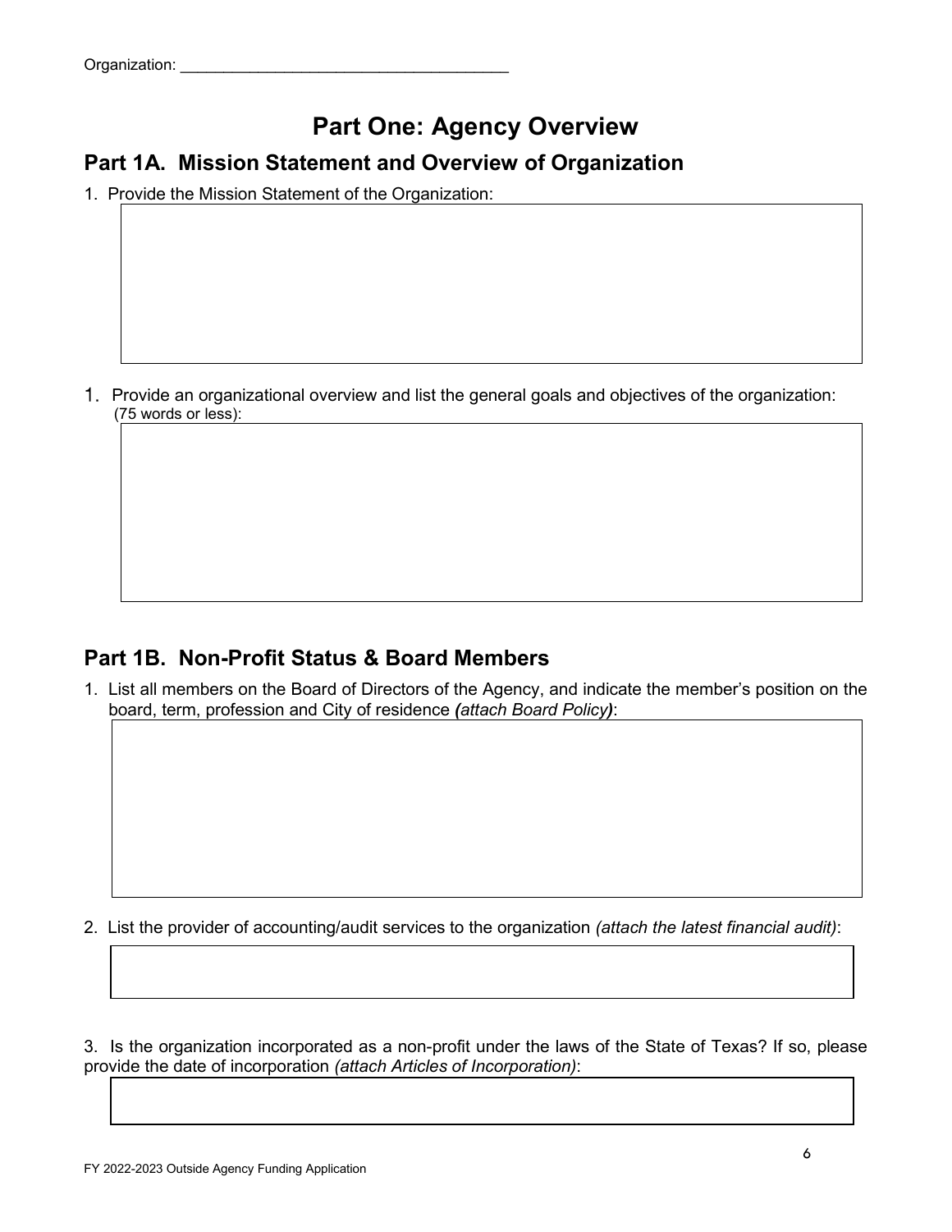Organization: ______________________________________

# Part One: Agency Overview

## Part 1A. Mission Statement and Overview of Organization

1. Provide the Mission Statement of the Organization:

1. Provide an organizational overview and list the general goals and objectives of the organization: (75 words or less):

## Part 1B. Non-Profit Status & Board Members

1. List all members on the Board of Directors of the Agency, and indicate the member's position on the board, term, profession and City of residence ***(attach Board Policy)***:

2. List the provider of accounting/audit services to the organization *(attach the latest financial audit)*:

3. Is the organization incorporated as a non-profit under the laws of the State of Texas? If so, please provide the date of incorporation *(attach Articles of Incorporation)*: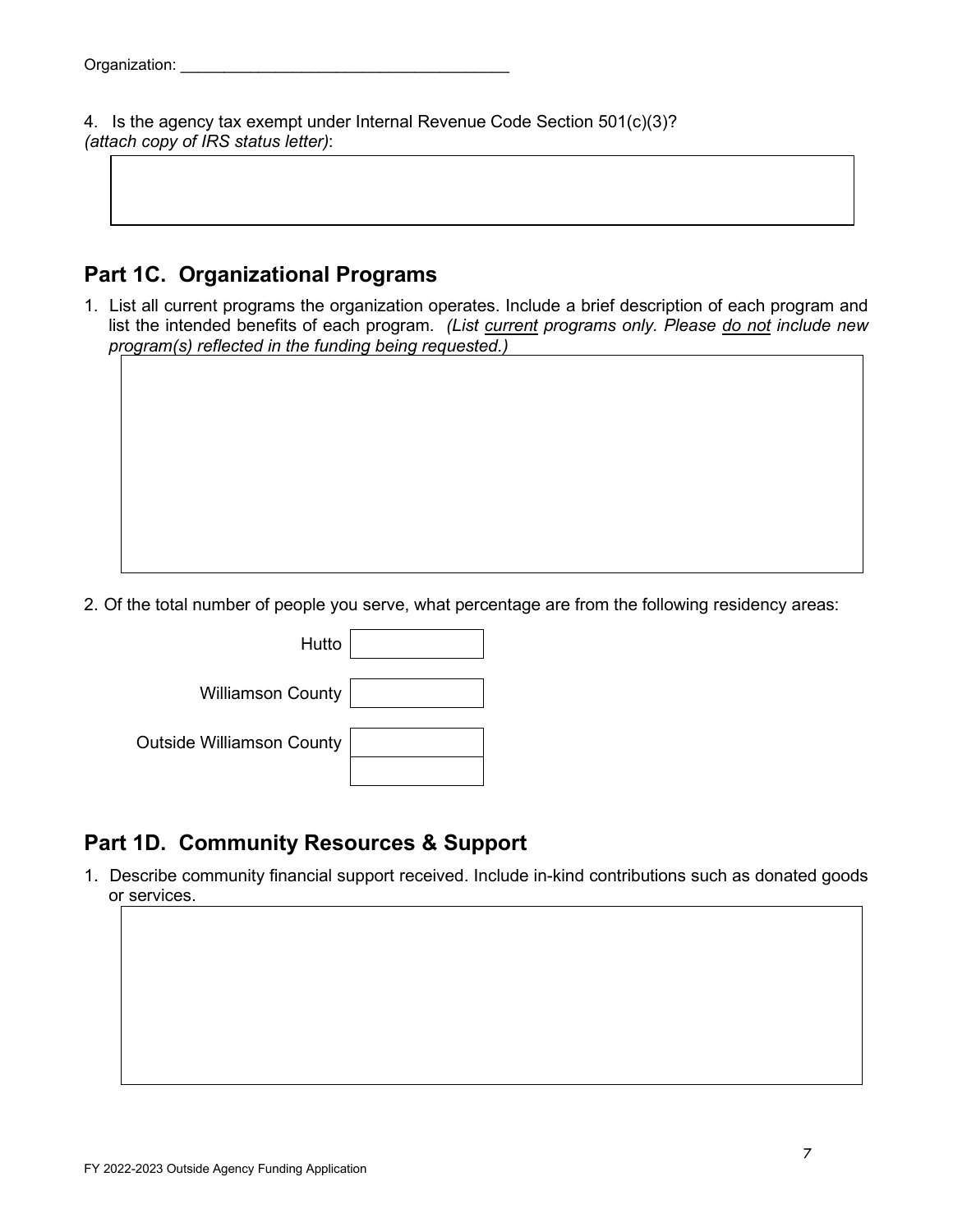Organization: ______________________________________

4. Is the agency tax exempt under Internal Revenue Code Section 501(c)(3)?
*(attach copy of IRS status letter)*:

## Part 1C. Organizational Programs

1. List all current programs the organization operates. Include a brief description of each program and list the intended benefits of each program. *(List current programs only. Please do not include new program(s) reflected in the funding being requested.)*

2. Of the total number of people you serve, what percentage are from the following residency areas:

| | |
|---|---|
| Hutto | |
| Williamson County | |
| Outside Williamson County | |
| | |

## Part 1D. Community Resources & Support

1. Describe community financial support received. Include in-kind contributions such as donated goods or services.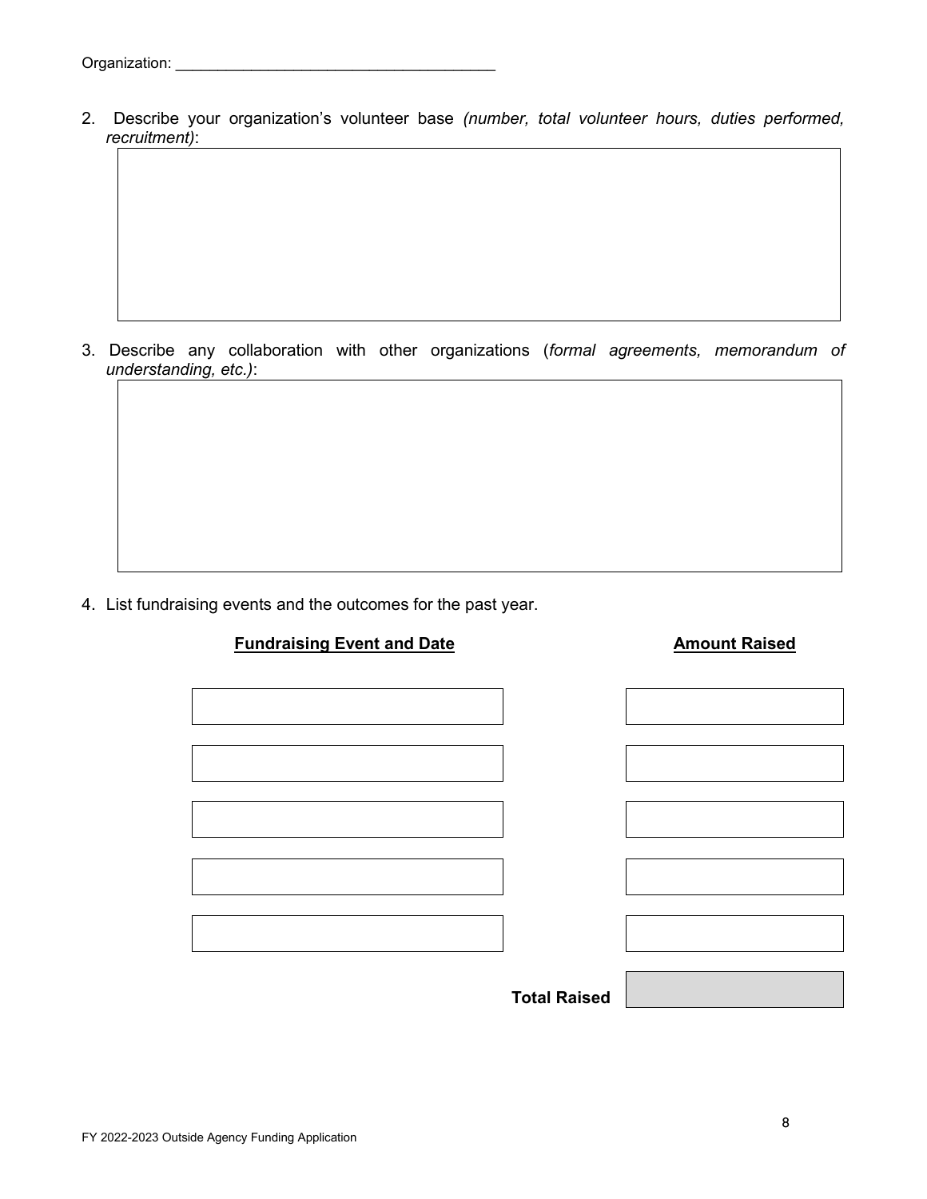Organization: ______________________________________

2. Describe your organization's volunteer base *(number, total volunteer hours, duties performed, recruitment)*:

3. Describe any collaboration with other organizations (*formal agreements, memorandum of understanding, etc.)*:

4. List fundraising events and the outcomes for the past year.

| **Fundraising Event and Date** | **Amount Raised** |
| --- | --- |
| | |
| | |
| | |
| | |
| | |
| **Total Raised** | |

FY 2022-2023 Outside Agency Funding Application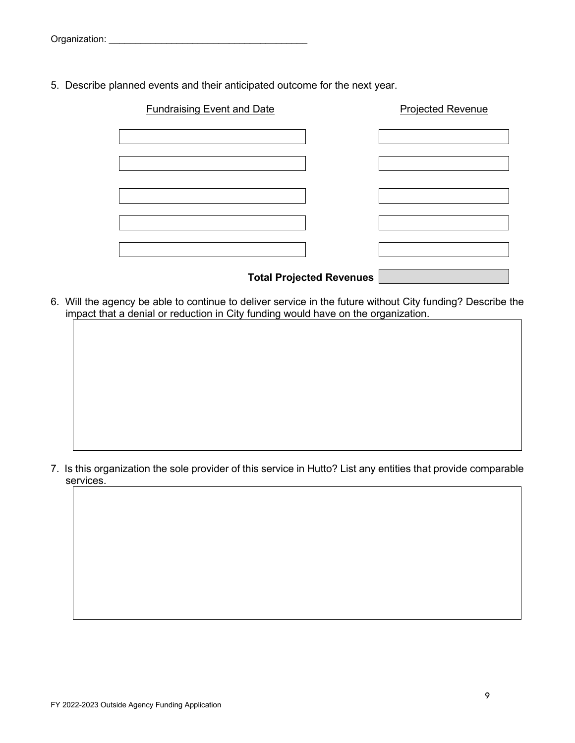Organization: ______________________________________

5. Describe planned events and their anticipated outcome for the next year.

| Fundraising Event and Date | Projected Revenue |
| --- | --- |
| | |
| | |
| | |
| | |
| | |
| **Total Projected Revenues** | |

6. Will the agency be able to continue to deliver service in the future without City funding? Describe the impact that a denial or reduction in City funding would have on the organization.

7. Is this organization the sole provider of this service in Hutto? List any entities that provide comparable services.

FY 2022-2023 Outside Agency Funding Application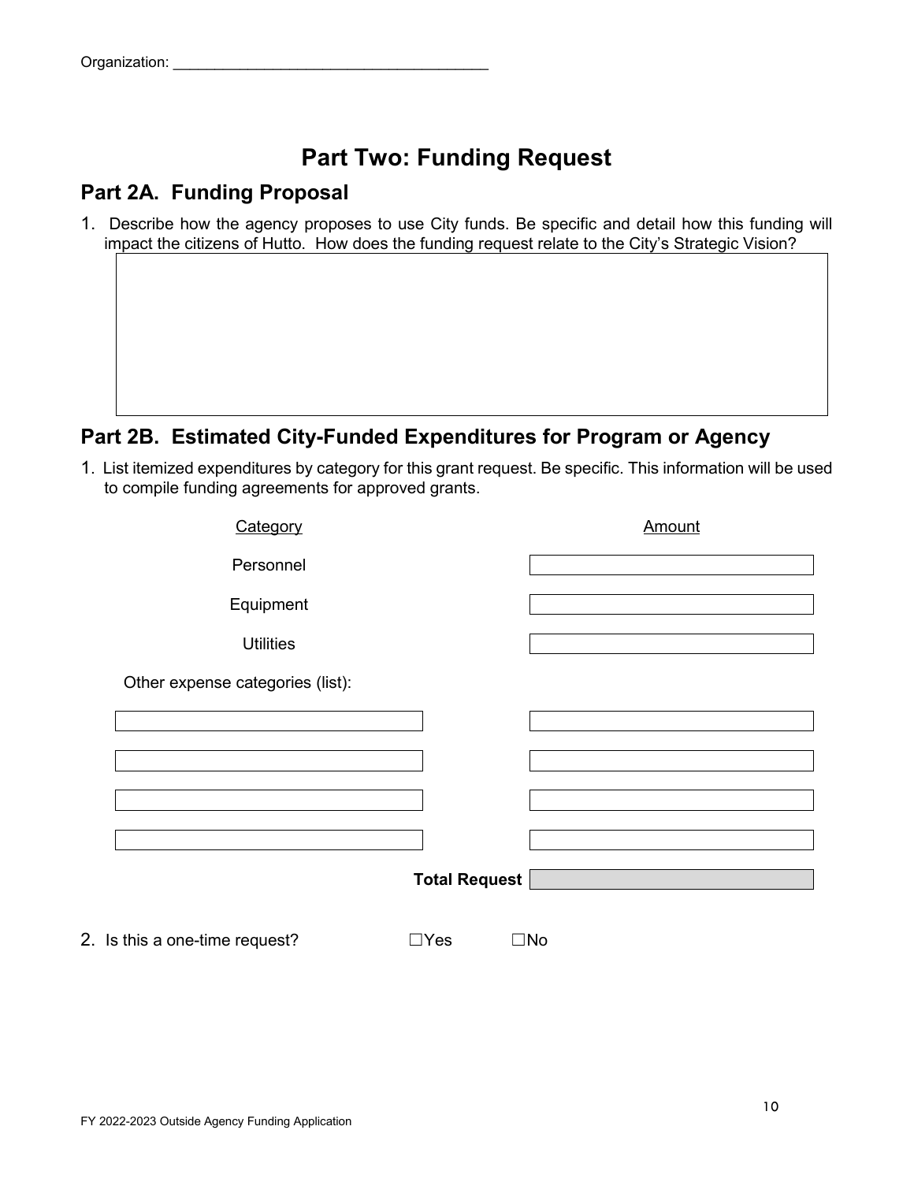Organization: ______________________________________

# Part Two: Funding Request

## Part 2A. Funding Proposal

1. Describe how the agency proposes to use City funds. Be specific and detail how this funding will impact the citizens of Hutto. How does the funding request relate to the City's Strategic Vision?

## Part 2B. Estimated City-Funded Expenditures for Program or Agency

1. List itemized expenditures by category for this grant request. Be specific. This information will be used to compile funding agreements for approved grants.

| Category | Amount |
| --- | --- |
| Personnel | |
| Equipment | |
| Utilities | |
| Other expense categories (list): | |
| | |
| | |
| | |
| | |
| **Total Request** | |

2. Is this a one-time request? ☐Yes ☐No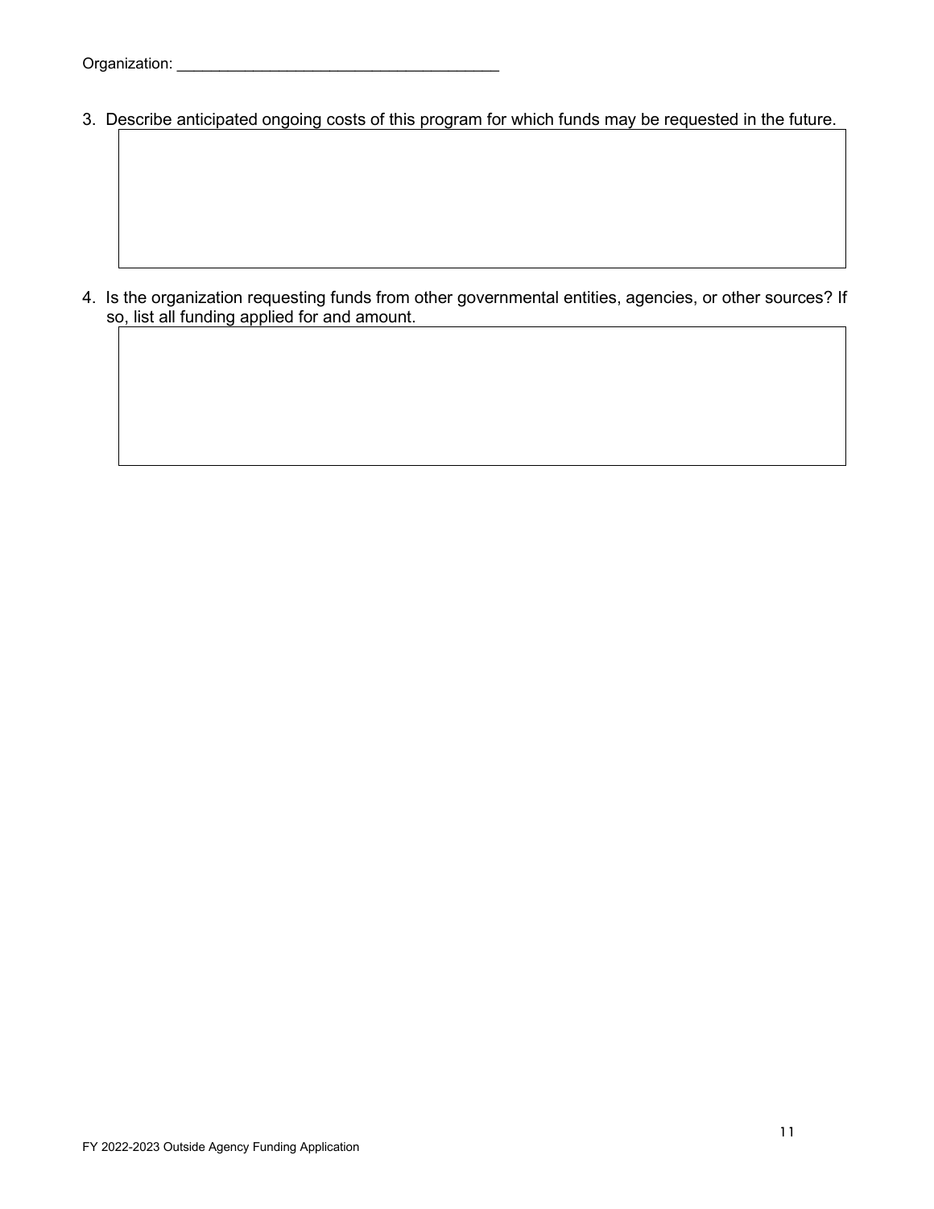Organization: ______________________________________

3. Describe anticipated ongoing costs of this program for which funds may be requested in the future.

4. Is the organization requesting funds from other governmental entities, agencies, or other sources? If so, list all funding applied for and amount.

FY 2022-2023 Outside Agency Funding Application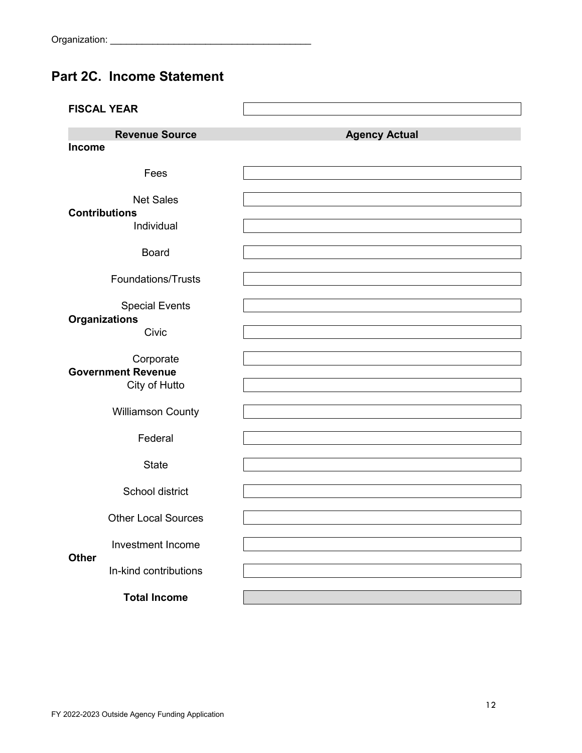Organization: ______________________________________

## Part 2C. Income Statement

| FISCAL YEAR | |
|---|---|
| **Revenue Source** | **Agency Actual** |
| **Income** | |
| Fees | |
| Net Sales | |
| **Contributions** | |
| Individual | |
| Board | |
| Foundations/Trusts | |
| Special Events | |
| **Organizations** | |
| Civic | |
| Corporate | |
| **Government Revenue** | |
| City of Hutto | |
| Williamson County | |
| Federal | |
| State | |
| School district | |
| Other Local Sources | |
| Investment Income | |
| **Other** | |
| In-kind contributions | |
| **Total Income** | |

FY 2022-2023 Outside Agency Funding Application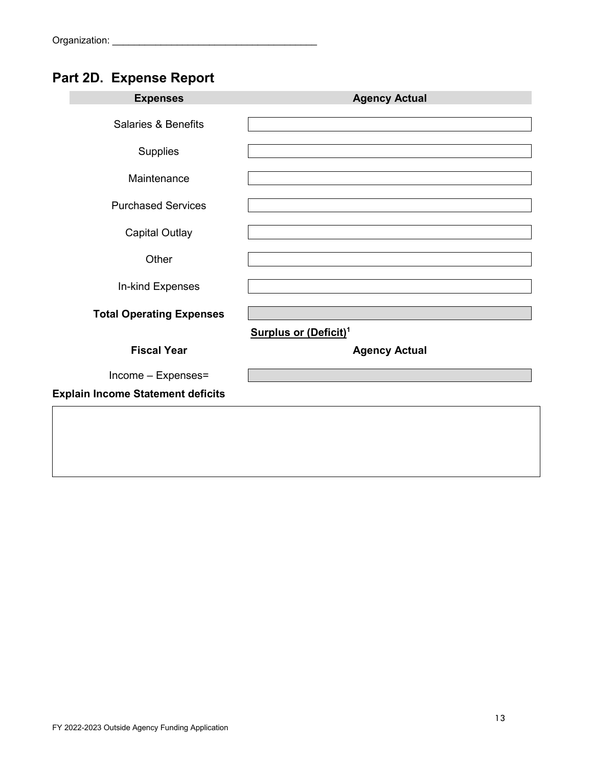Organization: ______________________________________

## Part 2D. Expense Report

| Expenses | Agency Actual |
| --- | --- |
| Salaries & Benefits | |
| Supplies | |
| Maintenance | |
| Purchased Services | |
| Capital Outlay | |
| Other | |
| In-kind Expenses | |
| **Total Operating Expenses** | |

**Surplus or (Deficit)[1]**

| Fiscal Year | Agency Actual |
| --- | --- |
| Income – Expenses= | |

**Explain Income Statement deficits**

| |
| --- |
| |

FY 2022-2023 Outside Agency Funding Application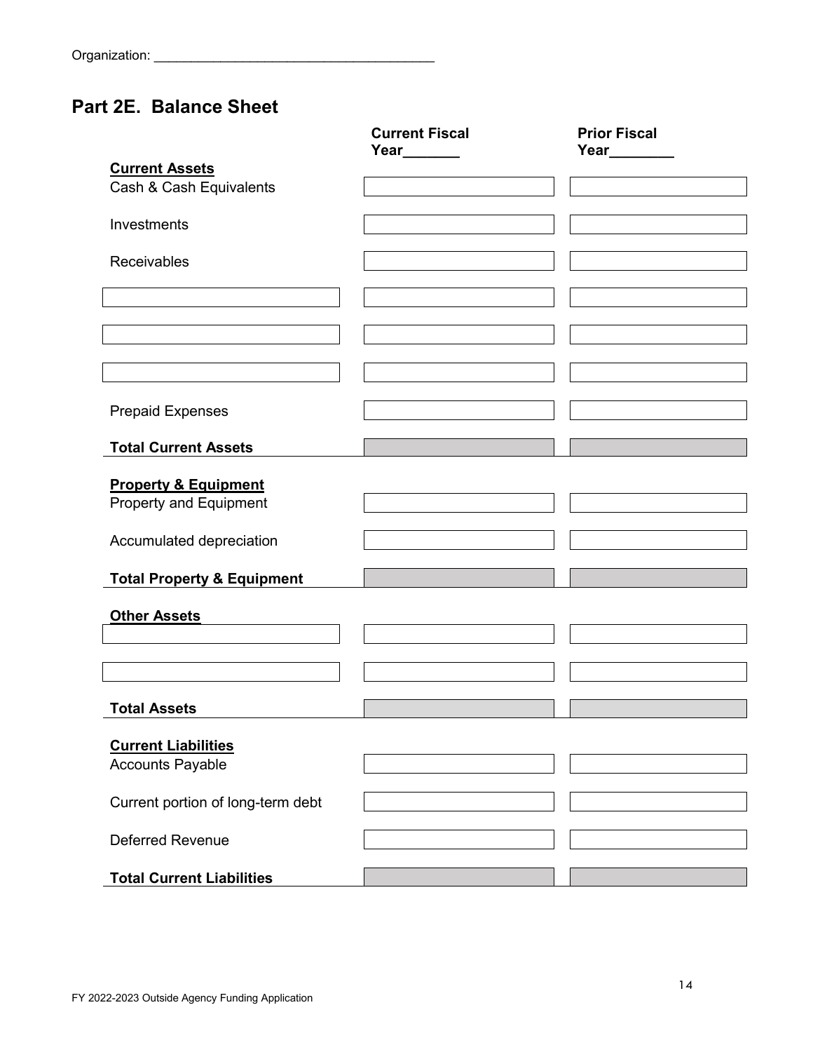Organization: ______________________________________

## Part 2E. Balance Sheet

| | Current Fiscal Year_______ | Prior Fiscal Year________ |
|---|---|---|
| **Current Assets** | | |
| Cash & Cash Equivalents | | |
| Investments | | |
| Receivables | | |
| | | |
| | | |
| | | |
| Prepaid Expenses | | |
| **Total Current Assets** | | |
| **Property & Equipment** | | |
| Property and Equipment | | |
| Accumulated depreciation | | |
| **Total Property & Equipment** | | |
| **Other Assets** | | |
| | | |
| | | |
| **Total Assets** | | |
| **Current Liabilities** | | |
| Accounts Payable | | |
| Current portion of long-term debt | | |
| Deferred Revenue | | |
| **Total Current Liabilities** | | |

FY 2022-2023 Outside Agency Funding Application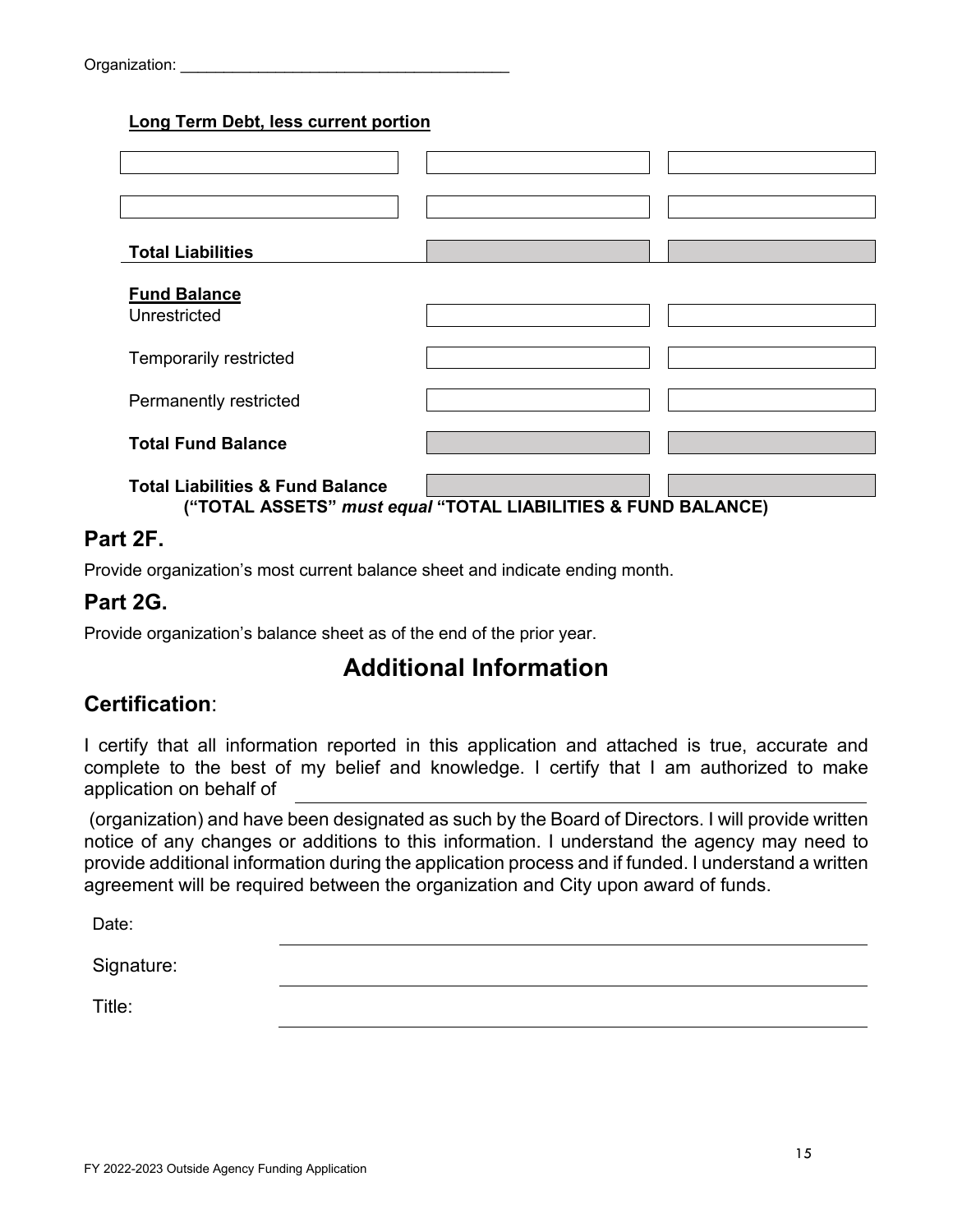Organization: ______________________________________

**Long Term Debt, less current portion**

| | | |
|---|---|---|
| | | |
| | | |
| **Total Liabilities** | | |
| **Fund Balance** | | |
| Unrestricted | | |
| Temporarily restricted | | |
| Permanently restricted | | |
| **Total Fund Balance** | | |
| **Total Liabilities & Fund Balance** | | |

**(“TOTAL ASSETS” *must equal* “TOTAL LIABILITIES & FUND BALANCE)**

## Part 2F.

Provide organization’s most current balance sheet and indicate ending month.

## Part 2G.

Provide organization’s balance sheet as of the end of the prior year.

# Additional Information

## Certification:

I certify that all information reported in this application and attached is true, accurate and complete to the best of my belief and knowledge. I certify that I am authorized to make application on behalf of ______________________________________

(organization) and have been designated as such by the Board of Directors. I will provide written notice of any changes or additions to this information. I understand the agency may need to provide additional information during the application process and if funded. I understand a written agreement will be required between the organization and City upon award of funds.

Date: ______________________________________

Signature: ______________________________________

Title: ______________________________________

FY 2022-2023 Outside Agency Funding Application